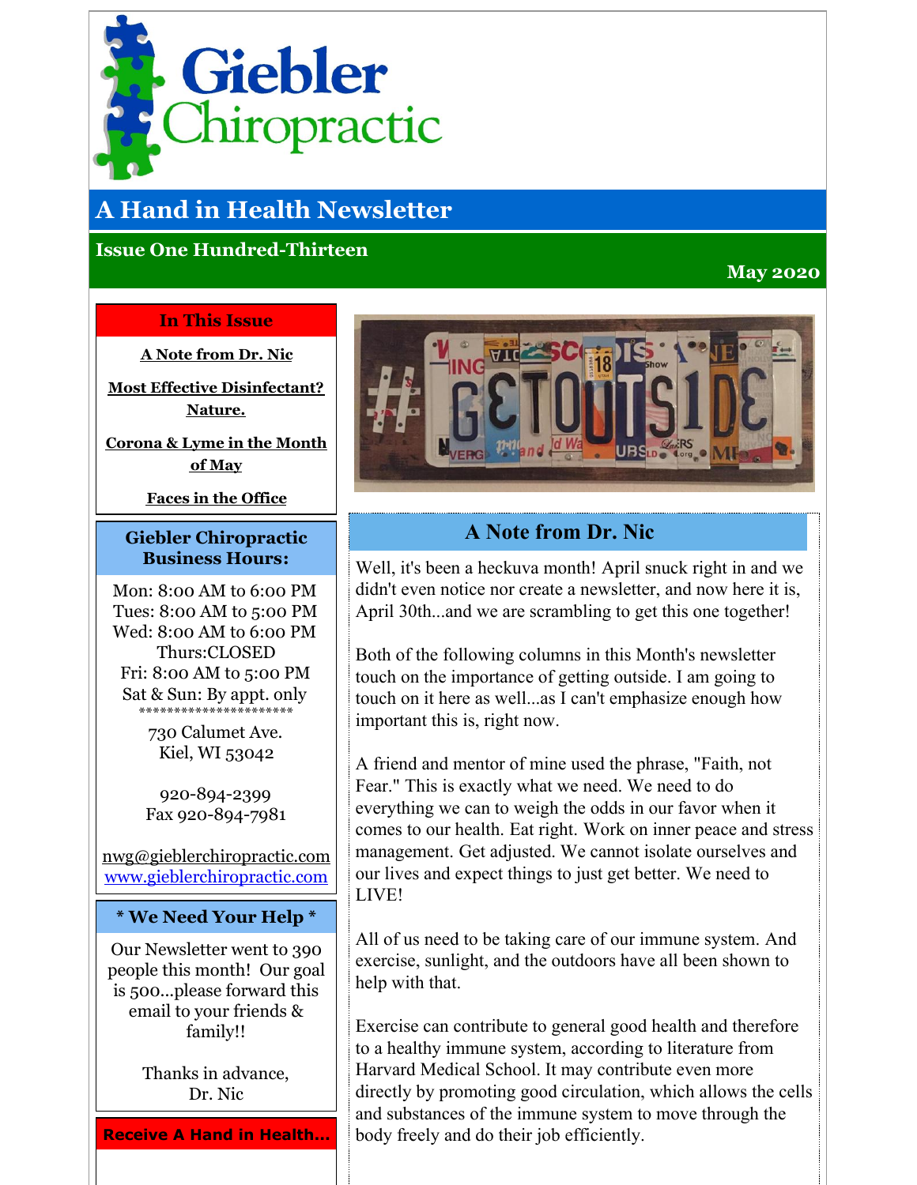# Giebler Chiropractic

## A Hand in Health Newsletter

### Issue One Hundred-Thirteen

**May 2020**

**In This Issue**

A Note from Dr. Nic

Most Effective Disinfectant? Nature.

Corona & Lyme in the Month of May

Faces in the Office

**Giebler Chiropractic Business Hours:**

Mon: 8:00 AM to 6:00 PM
Tues: 8:00 AM to 5:00 PM
Wed: 8:00 AM to 6:00 PM
Thurs:CLOSED
Fri: 8:00 AM to 5:00 PM
Sat & Sun: By appt. only
*************************

730 Calumet Ave.
Kiel, WI 53042

920-894-2399
Fax 920-894-7981

nwg@gieblerchiropractic.com
www.gieblerchiropractic.com

**\* We Need Your Help \***

Our Newsletter went to 390 people this month! Our goal is 500...please forward this email to your friends & family!!

Thanks in advance,
Dr. Nic

**Receive A Hand in Health...**

## A Note from Dr. Nic

Well, it's been a heckuva month! April snuck right in and we didn't even notice nor create a newsletter, and now here it is, April 30th...and we are scrambling to get this one together!

Both of the following columns in this Month's newsletter touch on the importance of getting outside. I am going to touch on it here as well...as I can't emphasize enough how important this is, right now.

A friend and mentor of mine used the phrase, "Faith, not Fear." This is exactly what we need. We need to do everything we can to weigh the odds in our favor when it comes to our health. Eat right. Work on inner peace and stress management. Get adjusted. We cannot isolate ourselves and our lives and expect things to just get better. We need to LIVE!

All of us need to be taking care of our immune system. And exercise, sunlight, and the outdoors have all been shown to help with that.

Exercise can contribute to general good health and therefore to a healthy immune system, according to literature from Harvard Medical School. It may contribute even more directly by promoting good circulation, which allows the cells and substances of the immune system to move through the body freely and do their job efficiently.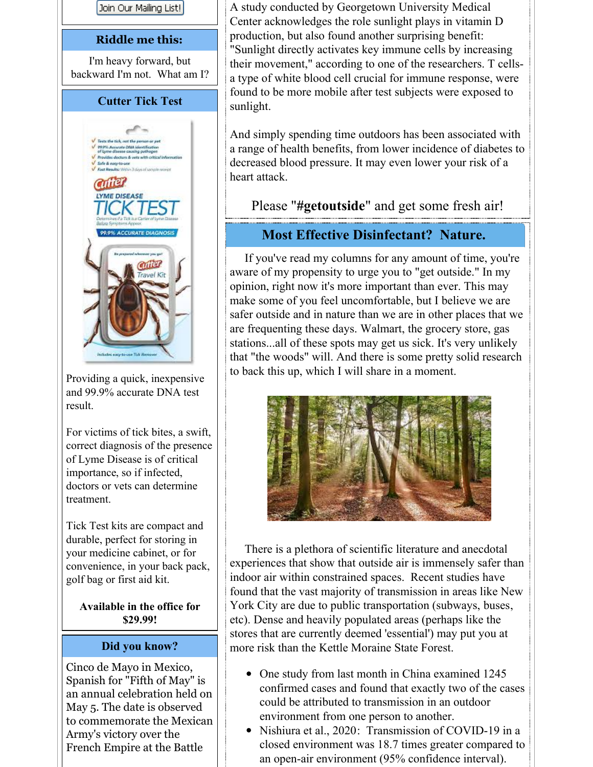Join Our Mailing List!

### Riddle me this:

I'm heavy forward, but backward I'm not. What am I?

### Cutter Tick Test

Providing a quick, inexpensive and 99.9% accurate DNA test result.

For victims of tick bites, a swift, correct diagnosis of the presence of Lyme Disease is of critical importance, so if infected, doctors or vets can determine treatment.

Tick Test kits are compact and durable, perfect for storing in your medicine cabinet, or for convenience, in your back pack, golf bag or first aid kit.

**Available in the office for $29.99!**

### Did you know?

Cinco de Mayo in Mexico, Spanish for "Fifth of May" is an annual celebration held on May 5. The date is observed to commemorate the Mexican Army's victory over the French Empire at the Battle

A study conducted by Georgetown University Medical Center acknowledges the role sunlight plays in vitamin D production, but also found another surprising benefit: "Sunlight directly activates key immune cells by increasing their movement," according to one of the researchers. T cells- a type of white blood cell crucial for immune response, were found to be more mobile after test subjects were exposed to sunlight.

And simply spending time outdoors has been associated with a range of health benefits, from lower incidence of diabetes to decreased blood pressure. It may even lower your risk of a heart attack.

Please "**#getoutside**" and get some fresh air!

## Most Effective Disinfectant? Nature.

If you've read my columns for any amount of time, you're aware of my propensity to urge you to "get outside." In my opinion, right now it's more important than ever. This may make some of you feel uncomfortable, but I believe we are safer outside and in nature than we are in other places that we are frequenting these days. Walmart, the grocery store, gas stations...all of these spots may get us sick. It's very unlikely that "the woods" will. And there is some pretty solid research to back this up, which I will share in a moment.

There is a plethora of scientific literature and anecdotal experiences that show that outside air is immensely safer than indoor air within constrained spaces. Recent studies have found that the vast majority of transmission in areas like New York City are due to public transportation (subways, buses, etc). Dense and heavily populated areas (perhaps like the stores that are currently deemed 'essential') may put you at more risk than the Kettle Moraine State Forest.

- One study from last month in China examined 1245 confirmed cases and found that exactly two of the cases could be attributed to transmission in an outdoor environment from one person to another.
- Nishiura et al., 2020: Transmission of COVID-19 in a closed environment was 18.7 times greater compared to an open-air environment (95% confidence interval).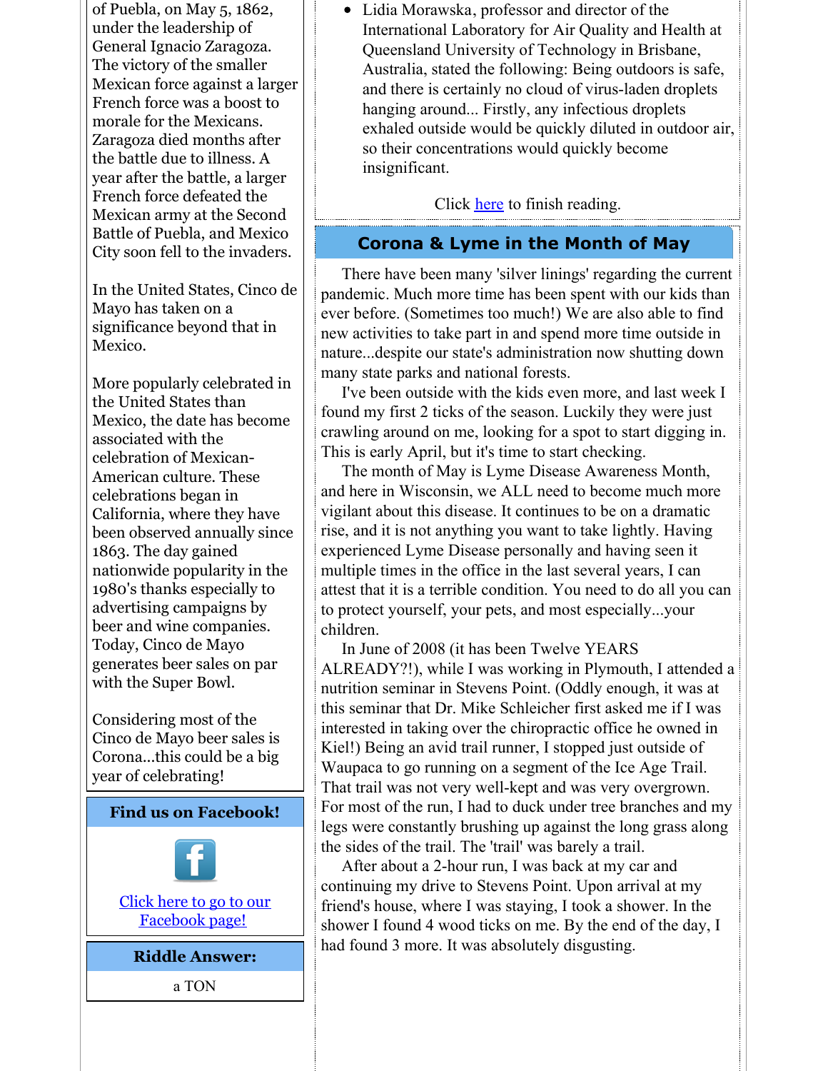of Puebla, on May 5, 1862, under the leadership of General Ignacio Zaragoza. The victory of the smaller Mexican force against a larger French force was a boost to morale for the Mexicans. Zaragoza died months after the battle due to illness. A year after the battle, a larger French force defeated the Mexican army at the Second Battle of Puebla, and Mexico City soon fell to the invaders.

In the United States, Cinco de Mayo has taken on a significance beyond that in Mexico.

More popularly celebrated in the United States than Mexico, the date has become associated with the celebration of Mexican-American culture. These celebrations began in California, where they have been observed annually since 1863. The day gained nationwide popularity in the 1980's thanks especially to advertising campaigns by beer and wine companies. Today, Cinco de Mayo generates beer sales on par with the Super Bowl.

Considering most of the Cinco de Mayo beer sales is Corona...this could be a big year of celebrating!

## Find us on Facebook!

Click here to go to our Facebook page!

## Riddle Answer:

a TON

- Lidia Morawska, professor and director of the International Laboratory for Air Quality and Health at Queensland University of Technology in Brisbane, Australia, stated the following: Being outdoors is safe, and there is certainly no cloud of virus-laden droplets hanging around... Firstly, any infectious droplets exhaled outside would be quickly diluted in outdoor air, so their concentrations would quickly become insignificant.

Click here to finish reading.

## Corona & Lyme in the Month of May

There have been many 'silver linings' regarding the current pandemic. Much more time has been spent with our kids than ever before. (Sometimes too much!) We are also able to find new activities to take part in and spend more time outside in nature...despite our state's administration now shutting down many state parks and national forests.

I've been outside with the kids even more, and last week I found my first 2 ticks of the season. Luckily they were just crawling around on me, looking for a spot to start digging in. This is early April, but it's time to start checking.

The month of May is Lyme Disease Awareness Month, and here in Wisconsin, we ALL need to become much more vigilant about this disease. It continues to be on a dramatic rise, and it is not anything you want to take lightly. Having experienced Lyme Disease personally and having seen it multiple times in the office in the last several years, I can attest that it is a terrible condition. You need to do all you can to protect yourself, your pets, and most especially...your children.

In June of 2008 (it has been Twelve YEARS ALREADY?!), while I was working in Plymouth, I attended a nutrition seminar in Stevens Point. (Oddly enough, it was at this seminar that Dr. Mike Schleicher first asked me if I was interested in taking over the chiropractic office he owned in Kiel!) Being an avid trail runner, I stopped just outside of Waupaca to go running on a segment of the Ice Age Trail. That trail was not very well-kept and was very overgrown. For most of the run, I had to duck under tree branches and my legs were constantly brushing up against the long grass along the sides of the trail. The 'trail' was barely a trail.

After about a 2-hour run, I was back at my car and continuing my drive to Stevens Point. Upon arrival at my friend's house, where I was staying, I took a shower. In the shower I found 4 wood ticks on me. By the end of the day, I had found 3 more. It was absolutely disgusting.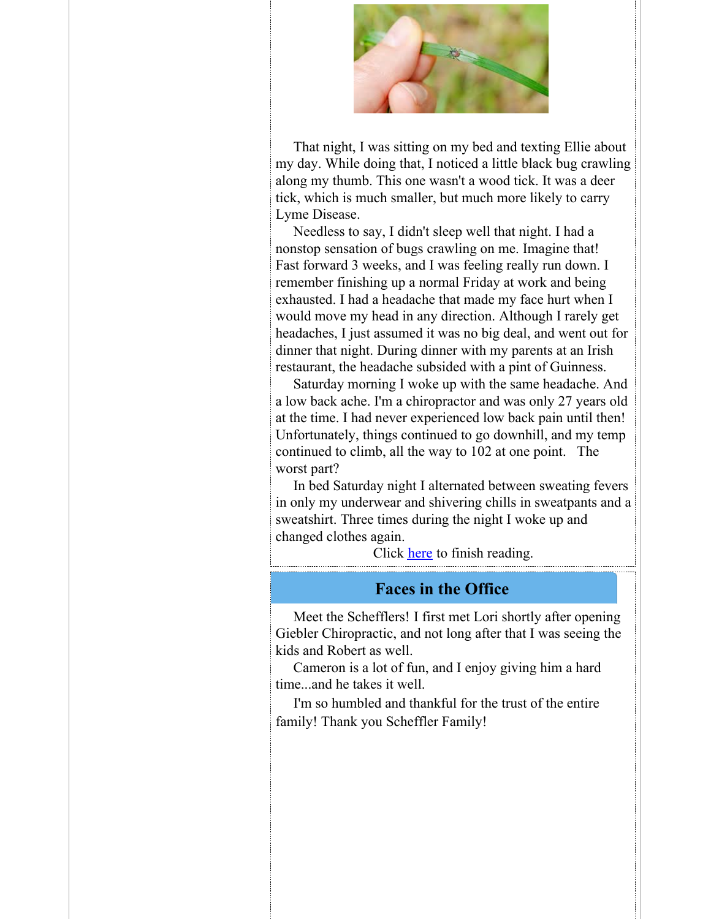That night, I was sitting on my bed and texting Ellie about my day. While doing that, I noticed a little black bug crawling along my thumb. This one wasn't a wood tick. It was a deer tick, which is much smaller, but much more likely to carry Lyme Disease.

Needless to say, I didn't sleep well that night. I had a nonstop sensation of bugs crawling on me. Imagine that! Fast forward 3 weeks, and I was feeling really run down. I remember finishing up a normal Friday at work and being exhausted. I had a headache that made my face hurt when I would move my head in any direction. Although I rarely get headaches, I just assumed it was no big deal, and went out for dinner that night. During dinner with my parents at an Irish restaurant, the headache subsided with a pint of Guinness.

Saturday morning I woke up with the same headache. And a low back ache. I'm a chiropractor and was only 27 years old at the time. I had never experienced low back pain until then! Unfortunately, things continued to go downhill, and my temp continued to climb, all the way to 102 at one point. The worst part?

In bed Saturday night I alternated between sweating fevers in only my underwear and shivering chills in sweatpants and a sweatshirt. Three times during the night I woke up and changed clothes again.

Click here to finish reading.

## Faces in the Office

Meet the Schefflers! I first met Lori shortly after opening Giebler Chiropractic, and not long after that I was seeing the kids and Robert as well.

Cameron is a lot of fun, and I enjoy giving him a hard time...and he takes it well.

I'm so humbled and thankful for the trust of the entire family! Thank you Scheffler Family!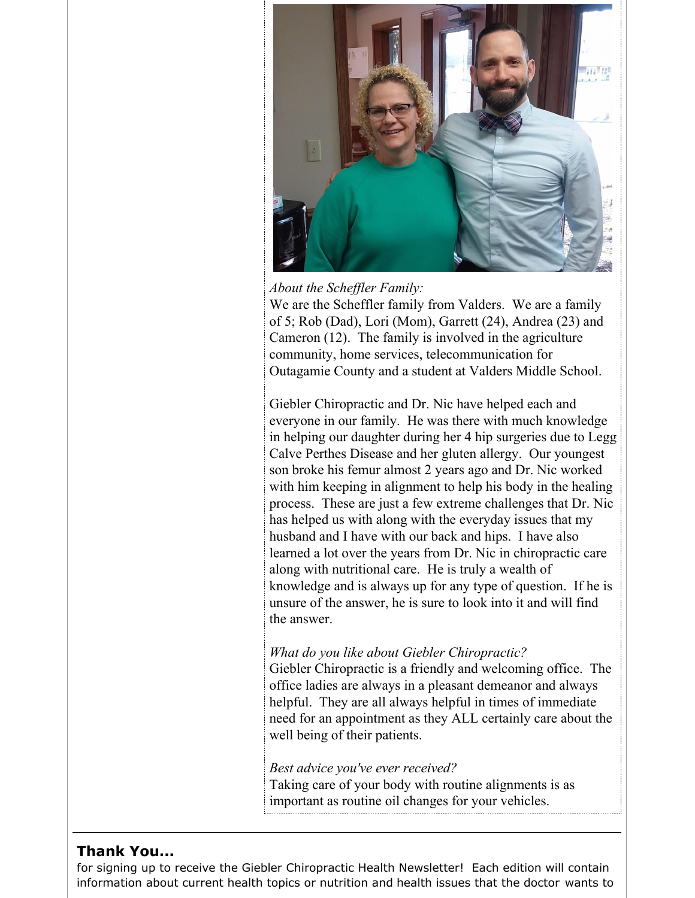*About the Scheffler Family:*
We are the Scheffler family from Valders. We are a family of 5; Rob (Dad), Lori (Mom), Garrett (24), Andrea (23) and Cameron (12). The family is involved in the agriculture community, home services, telecommunication for Outagamie County and a student at Valders Middle School.

Giebler Chiropractic and Dr. Nic have helped each and everyone in our family. He was there with much knowledge in helping our daughter during her 4 hip surgeries due to Legg Calve Perthes Disease and her gluten allergy. Our youngest son broke his femur almost 2 years ago and Dr. Nic worked with him keeping in alignment to help his body in the healing process. These are just a few extreme challenges that Dr. Nic has helped us with along with the everyday issues that my husband and I have with our back and hips. I have also learned a lot over the years from Dr. Nic in chiropractic care along with nutritional care. He is truly a wealth of knowledge and is always up for any type of question. If he is unsure of the answer, he is sure to look into it and will find the answer.

*What do you like about Giebler Chiropractic?*
Giebler Chiropractic is a friendly and welcoming office. The office ladies are always in a pleasant demeanor and always helpful. They are all always helpful in times of immediate need for an appointment as they ALL certainly care about the well being of their patients.

*Best advice you've ever received?*
Taking care of your body with routine alignments is as important as routine oil changes for your vehicles.

---

## Thank You...

for signing up to receive the Giebler Chiropractic Health Newsletter! Each edition will contain information about current health topics or nutrition and health issues that the doctor wants to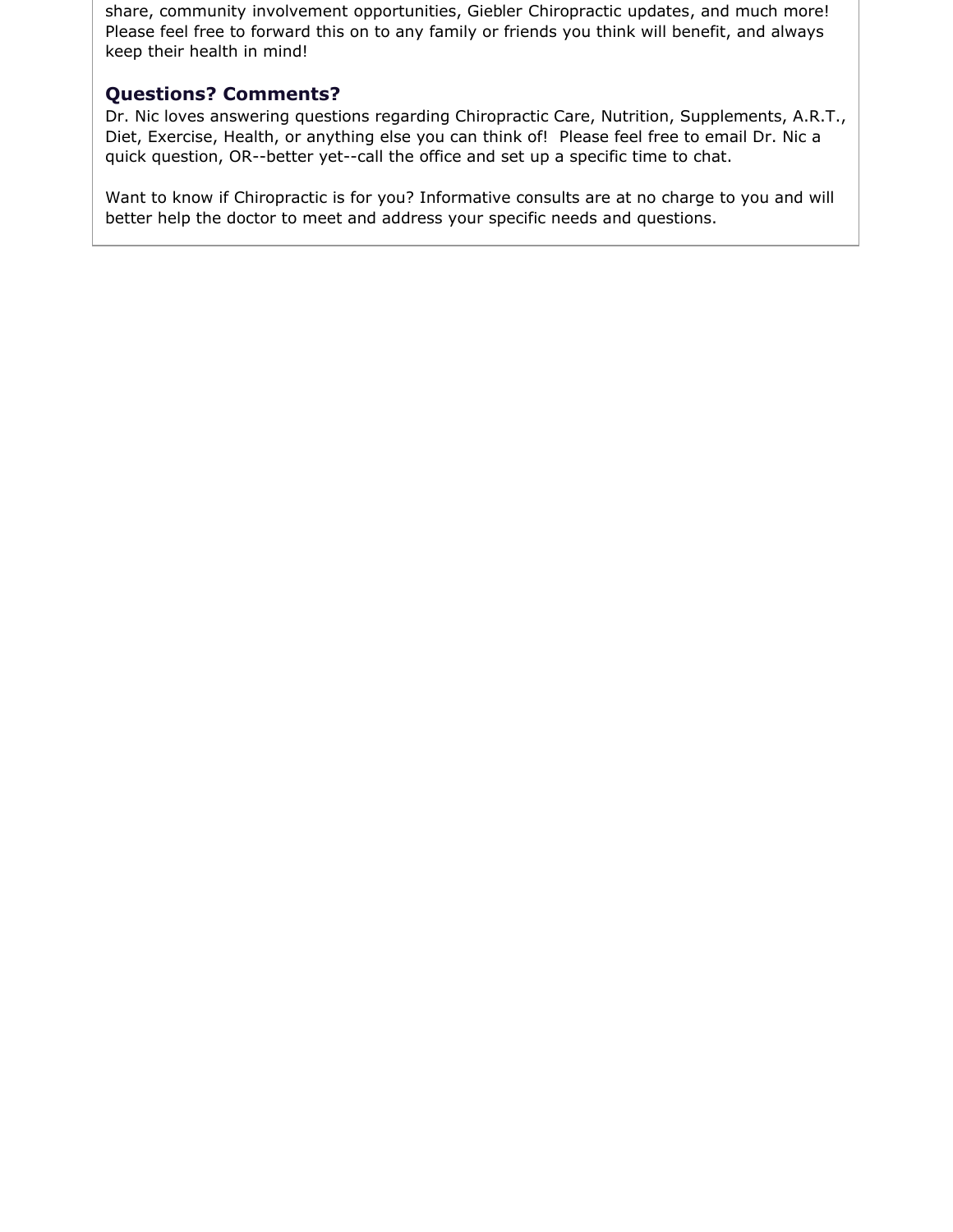share, community involvement opportunities, Giebler Chiropractic updates, and much more! Please feel free to forward this on to any family or friends you think will benefit, and always keep their health in mind!

## Questions? Comments?

Dr. Nic loves answering questions regarding Chiropractic Care, Nutrition, Supplements, A.R.T., Diet, Exercise, Health, or anything else you can think of! Please feel free to email Dr. Nic a quick question, OR--better yet--call the office and set up a specific time to chat.

Want to know if Chiropractic is for you? Informative consults are at no charge to you and will better help the doctor to meet and address your specific needs and questions.